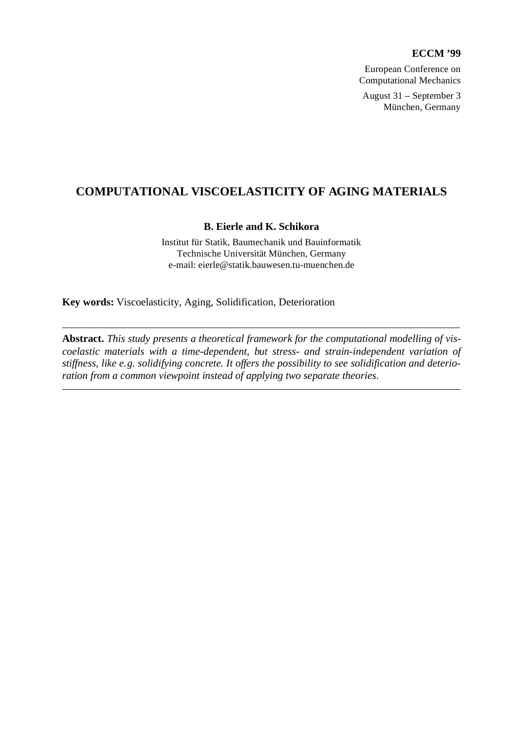**ECCM '99**

European Conference on Computational Mechanics

August 31 – September 3
München, Germany

# COMPUTATIONAL VISCOELASTICITY OF AGING MATERIALS

**B. Eierle and K. Schikora**

Institut für Statik, Baumechanik und Bauinformatik
Technische Universität München, Germany
e-mail: eierle@statik.bauwesen.tu-muenchen.de

**Key words:** Viscoelasticity, Aging, Solidification, Deterioration

---

**Abstract.** *This study presents a theoretical framework for the computational modelling of viscoelastic materials with a time-dependent, but stress- and strain-independent variation of stiffness, like e.g. solidifying concrete. It offers the possibility to see solidification and deterioration from a common viewpoint instead of applying two separate theories.*

---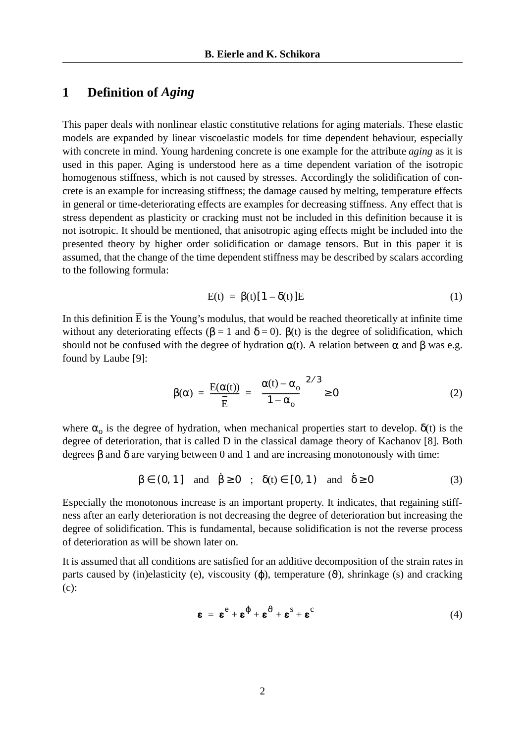## 1 Definition of *Aging*

This paper deals with nonlinear elastic constitutive relations for aging materials. These elastic models are expanded by linear viscoelastic models for time dependent behaviour, especially with concrete in mind. Young hardening concrete is one example for the attribute *aging* as it is used in this paper. Aging is understood here as a time dependent variation of the isotropic homogenous stiffness, which is not caused by stresses. Accordingly the solidification of concrete is an example for increasing stiffness; the damage caused by melting, temperature effects in general or time-deteriorating effects are examples for decreasing stiffness. Any effect that is stress dependent as plasticity or cracking must not be included in this definition because it is not isotropic. It should be mentioned, that anisotropic aging effects might be included into the presented theory by higher order solidification or damage tensors. But in this paper it is assumed, that the change of the time dependent stiffness may be described by scalars according to the following formula:

$$E(t) = \beta(t)[1 - \delta(t)]\bar{E} \tag{1}$$

In this definition $\bar{E}$ is the Young's modulus, that would be reached theoretically at infinite time without any deteriorating effects ($\beta = 1$ and $\delta = 0$). $\beta(t)$ is the degree of solidification, which should not be confused with the degree of hydration $\alpha(t)$. A relation between $\alpha$ and $\beta$ was e.g. found by Laube [9]:

$$\beta(\alpha) = \frac{E(\alpha(t))}{\bar{E}} = \left(\frac{\alpha(t) - \alpha_o}{1 - \alpha_o}\right)^{2/3} \geq 0 \tag{2}$$

where $\alpha_o$ is the degree of hydration, when mechanical properties start to develop. $\delta(t)$ is the degree of deterioration, that is called D in the classical damage theory of Kachanov [8]. Both degrees $\beta$ and $\delta$ are varying between 0 and 1 and are increasing monotonously with time:

$$\beta \in (0, 1] \quad \text{and} \quad \dot{\beta} \geq 0 \quad ; \quad \delta(t) \in [0, 1) \quad \text{and} \quad \dot{\delta} \geq 0 \tag{3}$$

Especially the monotonous increase is an important property. It indicates, that regaining stiffness after an early deterioration is not decreasing the degree of deterioration but increasing the degree of solidification. This is fundamental, because solidification is not the reverse process of deterioration as will be shown later on.

It is assumed that all conditions are satisfied for an additive decomposition of the strain rates in parts caused by (in)elasticity (e), viscousity ($\varphi$), temperature ($\vartheta$), shrinkage (s) and cracking (c):

$$\boldsymbol{\varepsilon} = \boldsymbol{\varepsilon}^{e} + \boldsymbol{\varepsilon}^{\varphi} + \boldsymbol{\varepsilon}^{\vartheta} + \boldsymbol{\varepsilon}^{s} + \boldsymbol{\varepsilon}^{c} \tag{4}$$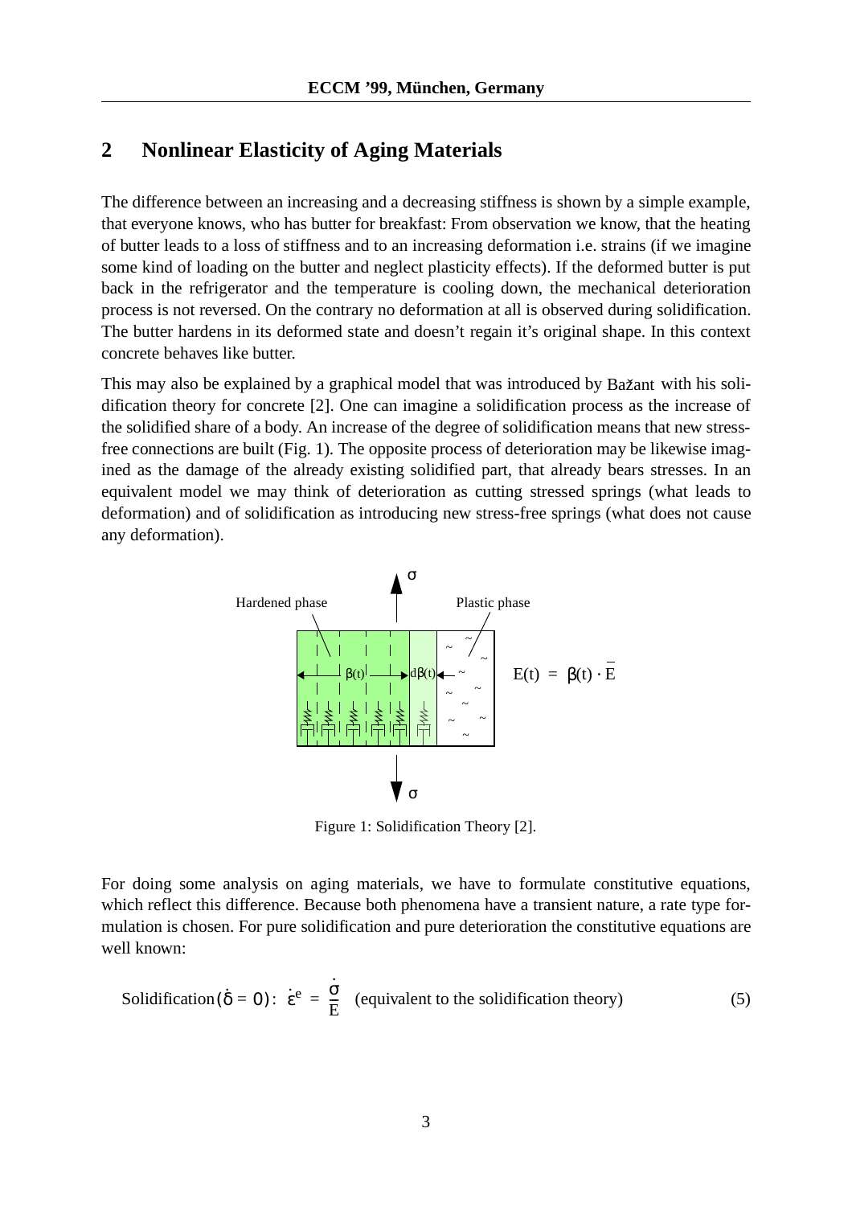## 2 Nonlinear Elasticity of Aging Materials

The difference between an increasing and a decreasing stiffness is shown by a simple example, that everyone knows, who has butter for breakfast: From observation we know, that the heating of butter leads to a loss of stiffness and to an increasing deformation i.e. strains (if we imagine some kind of loading on the butter and neglect plasticity effects). If the deformed butter is put back in the refrigerator and the temperature is cooling down, the mechanical deterioration process is not reversed. On the contrary no deformation at all is observed during solidification. The butter hardens in its deformed state and doesn't regain it's original shape. In this context concrete behaves like butter.

This may also be explained by a graphical model that was introduced by Bažant with his solidification theory for concrete [2]. One can imagine a solidification process as the increase of the solidified share of a body. An increase of the degree of solidification means that new stress-free connections are built (Fig. 1). The opposite process of deterioration may be likewise imagined as the damage of the already existing solidified part, that already bears stresses. In an equivalent model we may think of deterioration as cutting stressed springs (what leads to deformation) and of solidification as introducing new stress-free springs (what does not cause any deformation).

Hardened phase | Plastic phase | $\beta(t)$ | $d\beta(t)$ | $\sigma$

$$E(t) = \beta(t) \cdot \bar{E}$$

Figure 1: Solidification Theory [2].

For doing some analysis on aging materials, we have to formulate constitutive equations, which reflect this difference. Because both phenomena have a transient nature, a rate type formulation is chosen. For pure solidification and pure deterioration the constitutive equations are well known:

$$\text{Solidification}(\dot{\delta} = 0): \ \dot{\varepsilon}^e = \frac{\dot{\sigma}}{E} \quad \text{(equivalent to the solidification theory)} \tag{5}$$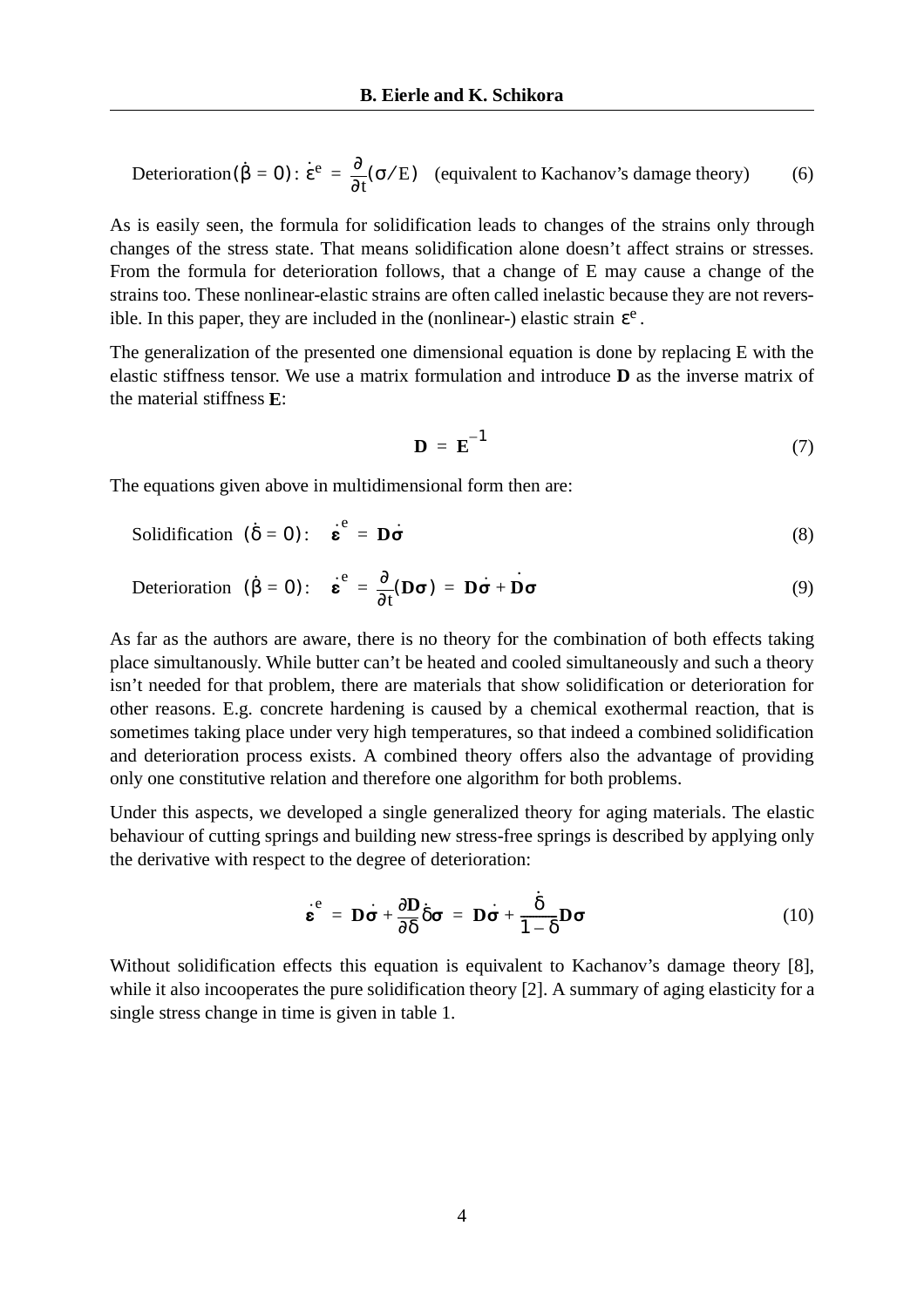$$\text{Deterioration}(\dot{\beta} = 0):\ \dot{\varepsilon}^e = \frac{\partial}{\partial t}(\sigma / E) \quad \text{(equivalent to Kachanov's damage theory)} \tag{6}$$

As is easily seen, the formula for solidification leads to changes of the strains only through changes of the stress state. That means solidification alone doesn't affect strains or stresses. From the formula for deterioration follows, that a change of E may cause a change of the strains too. These nonlinear-elastic strains are often called inelastic because they are not reversible. In this paper, they are included in the (nonlinear-) elastic strain $\varepsilon^e$.

The generalization of the presented one dimensional equation is done by replacing E with the elastic stiffness tensor. We use a matrix formulation and introduce **D** as the inverse matrix of the material stiffness **E**:

$$\mathbf{D} = \mathbf{E}^{-1} \tag{7}$$

The equations given above in multidimensional form then are:

$$\text{Solidification}\ \ (\dot{\delta} = 0):\quad \dot{\boldsymbol{\varepsilon}}^e = \mathbf{D}\dot{\boldsymbol{\sigma}} \tag{8}$$

$$\text{Deterioration}\ \ (\dot{\beta} = 0):\quad \dot{\boldsymbol{\varepsilon}}^e = \frac{\partial}{\partial t}(\mathbf{D}\boldsymbol{\sigma}) = \mathbf{D}\dot{\boldsymbol{\sigma}} + \dot{\mathbf{D}}\boldsymbol{\sigma} \tag{9}$$

As far as the authors are aware, there is no theory for the combination of both effects taking place simultanously. While butter can't be heated and cooled simultaneously and such a theory isn't needed for that problem, there are materials that show solidification or deterioration for other reasons. E.g. concrete hardening is caused by a chemical exothermal reaction, that is sometimes taking place under very high temperatures, so that indeed a combined solidification and deterioration process exists. A combined theory offers also the advantage of providing only one constitutive relation and therefore one algorithm for both problems.

Under this aspects, we developed a single generalized theory for aging materials. The elastic behaviour of cutting springs and building new stress-free springs is described by applying only the derivative with respect to the degree of deterioration:

$$\dot{\boldsymbol{\varepsilon}}^e = \mathbf{D}\dot{\boldsymbol{\sigma}} + \frac{\partial \mathbf{D}}{\partial \delta}\dot{\delta}\boldsymbol{\sigma} = \mathbf{D}\dot{\boldsymbol{\sigma}} + \frac{\dot{\delta}}{1-\delta}\mathbf{D}\boldsymbol{\sigma} \tag{10}$$

Without solidification effects this equation is equivalent to Kachanov's damage theory [8], while it also incooperates the pure solidification theory [2]. A summary of aging elasticity for a single stress change in time is given in table 1.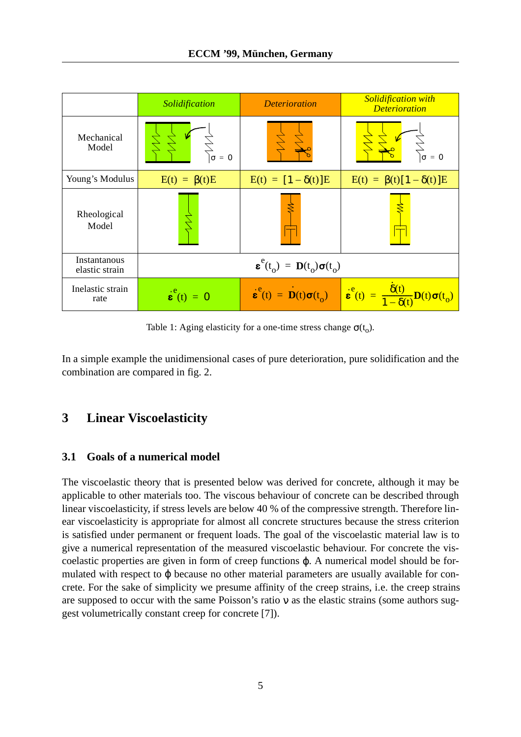| | *Solidification* | *Deterioration* | *Solidification with Deterioration* |
|---|---|---|---|
| Mechanical Model | | | |
| Young's Modulus | $E(t) = \beta(t)E$ | $E(t) = [1-\delta(t)]E$ | $E(t) = \beta(t)[1-\delta(t)]E$ |
| Rheological Model | | | |
| Instantanous elastic strain | $\boldsymbol{\varepsilon}^e(t_o) = \mathbf{D}(t_o)\boldsymbol{\sigma}(t_o)$ | | |
| Inelastic strain rate | $\dot{\boldsymbol{\varepsilon}}^e(t) = 0$ | $\dot{\boldsymbol{\varepsilon}}^e(t) = \dot{\mathbf{D}}(t)\boldsymbol{\sigma}(t_o)$ | $\dot{\boldsymbol{\varepsilon}}^e(t) = \dfrac{\dot{\delta}(t)}{1-\delta(t)}\mathbf{D}(t)\boldsymbol{\sigma}(t_o)$ |

Table 1: Aging elasticity for a one-time stress change $\sigma(t_o)$.

In a simple example the unidimensional cases of pure deterioration, pure solidification and the combination are compared in fig. 2.

# 3 Linear Viscoelasticity

## 3.1 Goals of a numerical model

The viscoelastic theory that is presented below was derived for concrete, although it may be applicable to other materials too. The viscous behaviour of concrete can be described through linear viscoelasticity, if stress levels are below 40 % of the compressive strength. Therefore linear viscoelasticity is appropriate for almost all concrete structures because the stress criterion is satisfied under permanent or frequent loads. The goal of the viscoelastic material law is to give a numerical representation of the measured viscoelastic behaviour. For concrete the viscoelastic properties are given in form of creep functions $\varphi$. A numerical model should be formulated with respect to $\varphi$ because no other material parameters are usually available for concrete. For the sake of simplicity we presume affinity of the creep strains, i.e. the creep strains are supposed to occur with the same Poisson's ratio $\nu$ as the elastic strains (some authors suggest volumetrically constant creep for concrete [7]).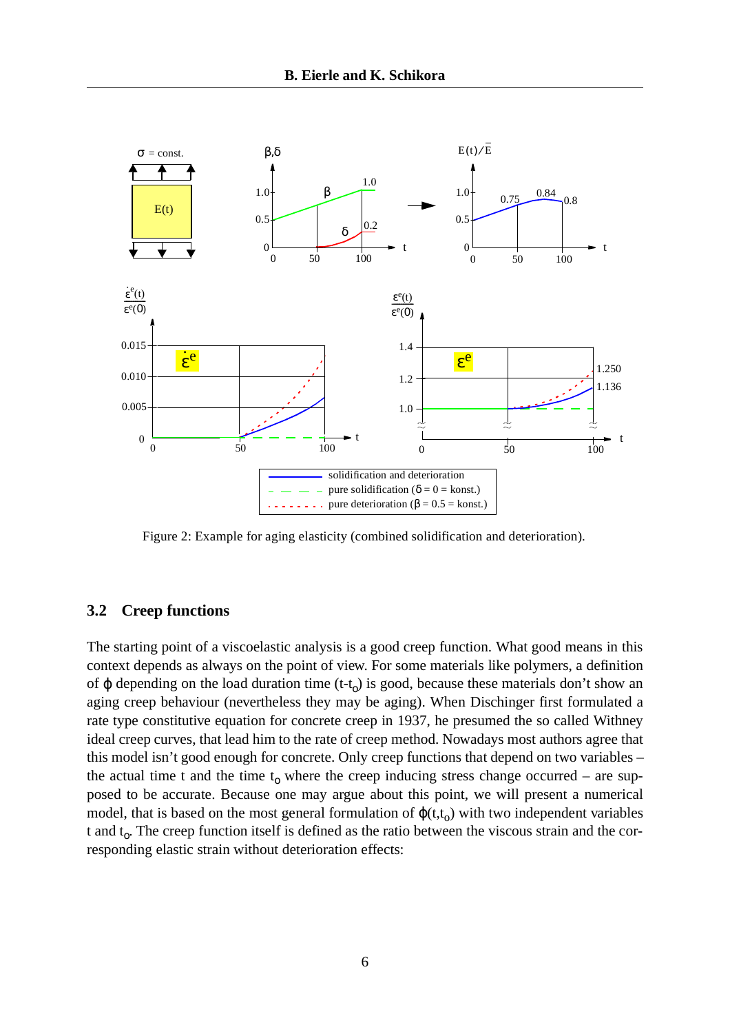Figure 2: Example for aging elasticity (combined solidification and deterioration).

## 3.2 Creep functions

The starting point of a viscoelastic analysis is a good creep function. What good means in this context depends as always on the point of view. For some materials like polymers, a definition of $\varphi$ depending on the load duration time $(t-t_o)$ is good, because these materials don't show an aging creep behaviour (nevertheless they may be aging). When Dischinger first formulated a rate type constitutive equation for concrete creep in 1937, he presumed the so called Withney ideal creep curves, that lead him to the rate of creep method. Nowadays most authors agree that this model isn't good enough for concrete. Only creep functions that depend on two variables – the actual time t and the time $t_o$ where the creep inducing stress change occurred – are supposed to be accurate. Because one may argue about this point, we will present a numerical model, that is based on the most general formulation of $\varphi(t,t_o)$ with two independent variables t and $t_o$. The creep function itself is defined as the ratio between the viscous strain and the corresponding elastic strain without deterioration effects: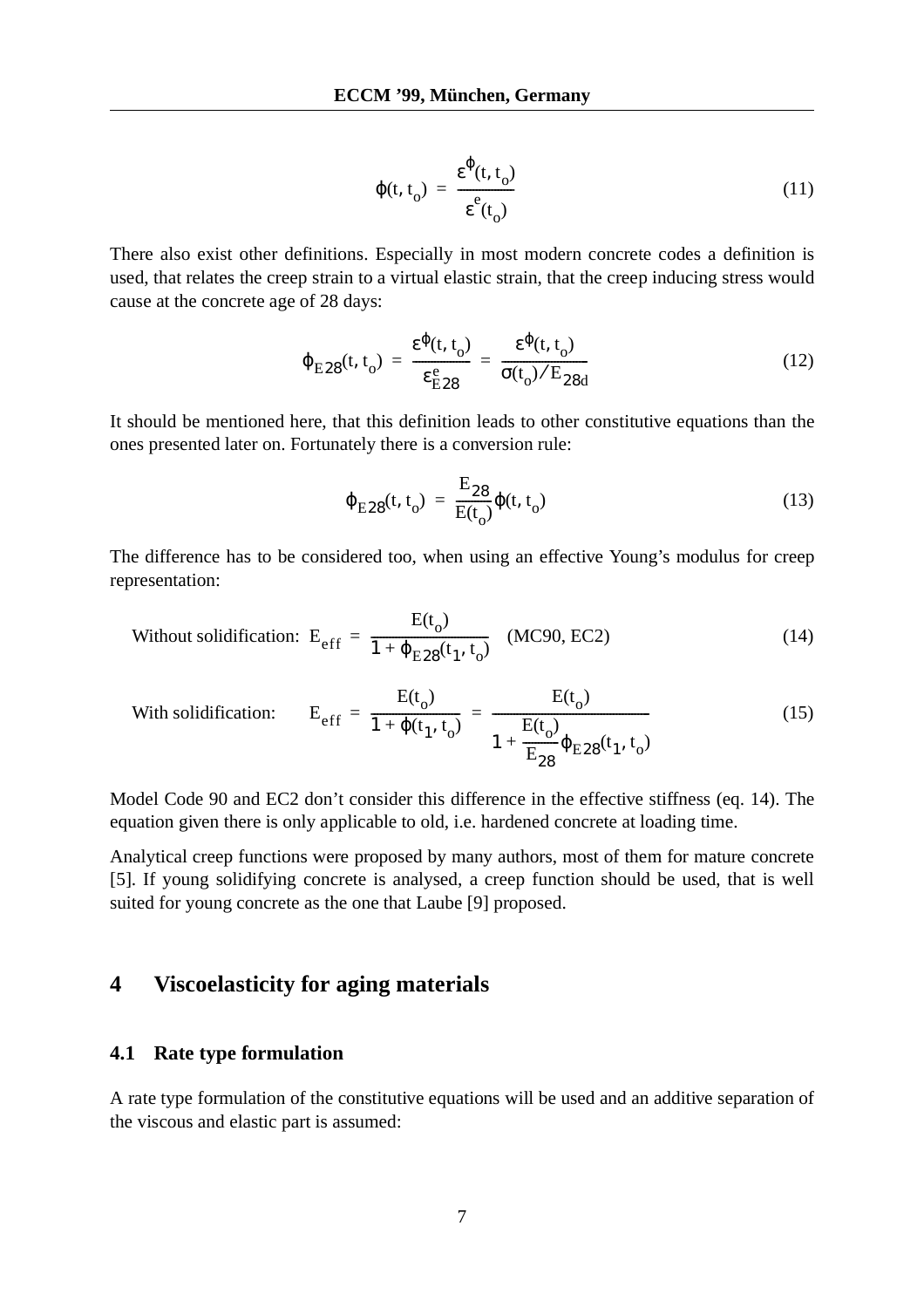$$\varphi(t, t_o) = \frac{\varepsilon^{\varphi}(t, t_o)}{\varepsilon^{e}(t_o)} \tag{11}$$

There also exist other definitions. Especially in most modern concrete codes a definition is used, that relates the creep strain to a virtual elastic strain, that the creep inducing stress would cause at the concrete age of 28 days:

$$\varphi_{E28}(t, t_o) = \frac{\varepsilon^{\varphi}(t, t_o)}{\varepsilon^{e}_{E28}} = \frac{\varepsilon^{\varphi}(t, t_o)}{\sigma(t_o)/E_{28d}} \tag{12}$$

It should be mentioned here, that this definition leads to other constitutive equations than the ones presented later on. Fortunately there is a conversion rule:

$$\varphi_{E28}(t, t_o) = \frac{E_{28}}{E(t_o)}\varphi(t, t_o) \tag{13}$$

The difference has to be considered too, when using an effective Young's modulus for creep representation:

Without solidification: $$E_{eff} = \frac{E(t_o)}{1 + \varphi_{E28}(t_1, t_o)} \quad \text{(MC90, EC2)} \tag{14}$$

With solidification: $$E_{eff} = \frac{E(t_o)}{1 + \varphi(t_1, t_o)} = \frac{E(t_o)}{1 + \dfrac{E(t_o)}{E_{28}}\varphi_{E28}(t_1, t_o)} \tag{15}$$

Model Code 90 and EC2 don't consider this difference in the effective stiffness (eq. 14). The equation given there is only applicable to old, i.e. hardened concrete at loading time.

Analytical creep functions were proposed by many authors, most of them for mature concrete [5]. If young solidifying concrete is analysed, a creep function should be used, that is well suited for young concrete as the one that Laube [9] proposed.

# 4 Viscoelasticity for aging materials

## 4.1 Rate type formulation

A rate type formulation of the constitutive equations will be used and an additive separation of the viscous and elastic part is assumed: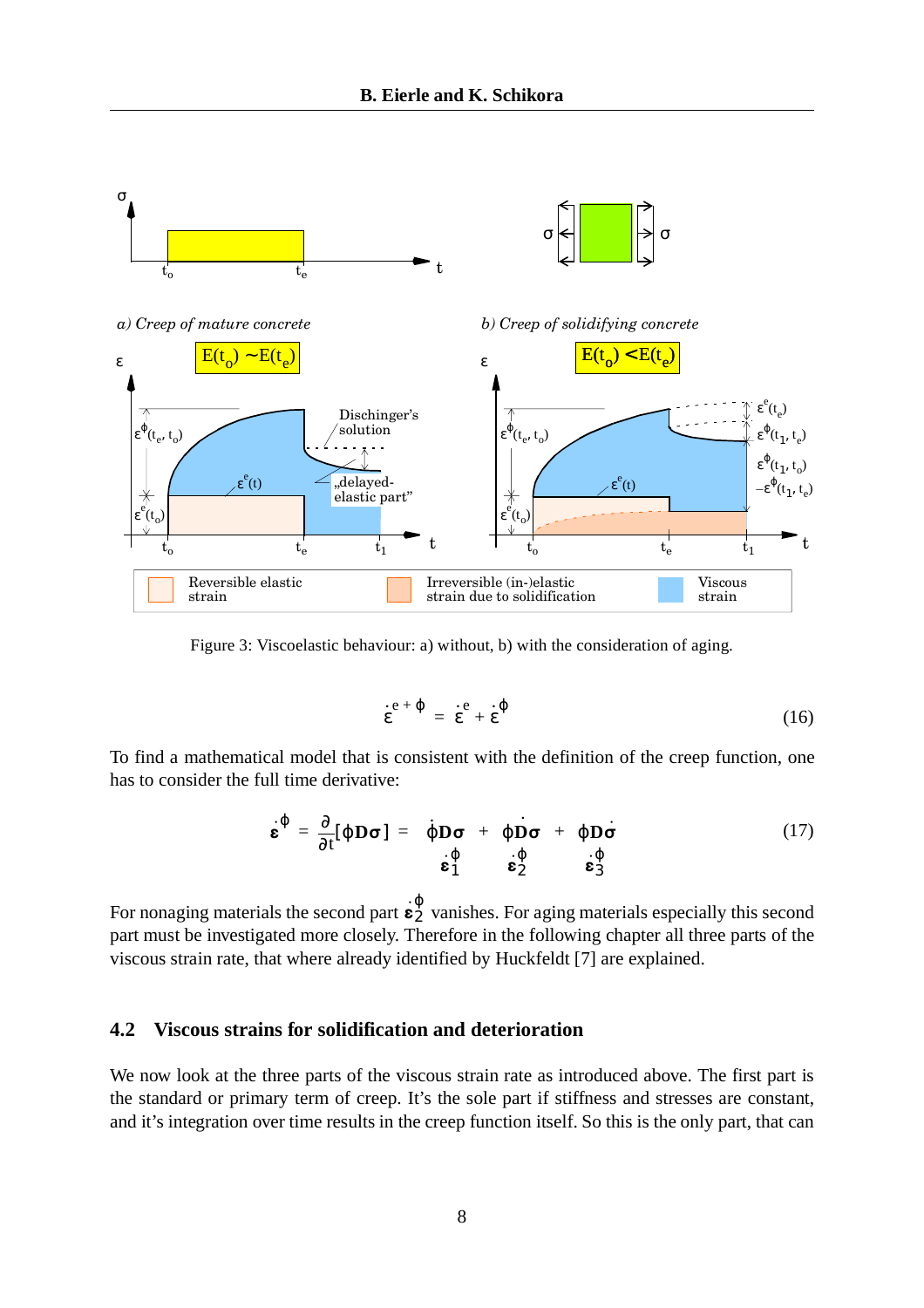Figure 3: Viscoelastic behaviour: a) without, b) with the consideration of aging.

$$\dot{\varepsilon}^{e+\phi} = \dot{\varepsilon}^{e} + \dot{\varepsilon}^{\phi} \tag{16}$$

To find a mathematical model that is consistent with the definition of the creep function, one has to consider the full time derivative:

$$\dot{\boldsymbol{\varepsilon}}^{\phi} = \frac{\partial}{\partial t}[\phi \mathbf{D} \boldsymbol{\sigma}] = \underbrace{\dot{\phi} \mathbf{D} \boldsymbol{\sigma}}_{\dot{\boldsymbol{\varepsilon}}_1^{\phi}} + \underbrace{\phi \dot{\mathbf{D}} \boldsymbol{\sigma}}_{\dot{\boldsymbol{\varepsilon}}_2^{\phi}} + \underbrace{\phi \mathbf{D} \dot{\boldsymbol{\sigma}}}_{\dot{\boldsymbol{\varepsilon}}_3^{\phi}} \tag{17}$$

For nonaging materials the second part $\dot{\boldsymbol{\varepsilon}}_2^{\phi}$ vanishes. For aging materials especially this second part must be investigated more closely. Therefore in the following chapter all three parts of the viscous strain rate, that where already identified by Huckfeldt [7] are explained.

## 4.2 Viscous strains for solidification and deterioration

We now look at the three parts of the viscous strain rate as introduced above. The first part is the standard or primary term of creep. It's the sole part if stiffness and stresses are constant, and it's integration over time results in the creep function itself. So this is the only part, that can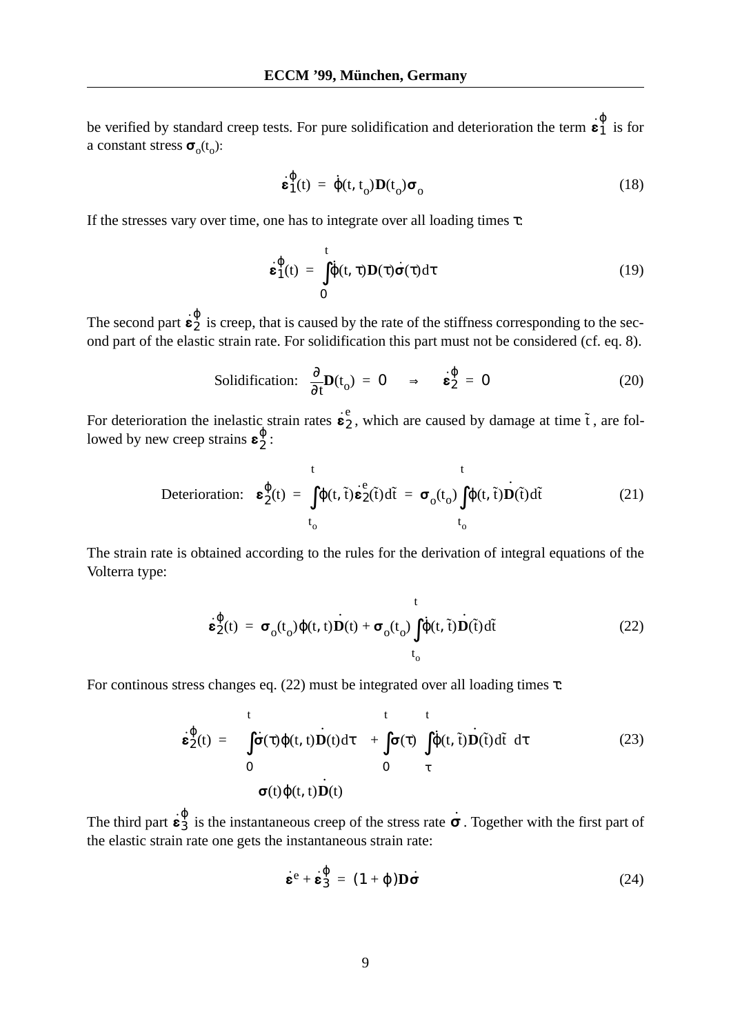be verified by standard creep tests. For pure solidification and deterioration the term $\dot{\boldsymbol{\varepsilon}}_1^{\varphi}$ is for a constant stress $\boldsymbol{\sigma}_o(t_o)$:

$$\dot{\boldsymbol{\varepsilon}}_1^{\varphi}(t) = \dot{\varphi}(t, t_o)\mathbf{D}(t_o)\boldsymbol{\sigma}_o \tag{18}$$

If the stresses vary over time, one has to integrate over all loading times $\tau$:

$$\dot{\boldsymbol{\varepsilon}}_1^{\varphi}(t) = \int_0^t \dot{\varphi}(t, \tau)\mathbf{D}(\tau)\dot{\boldsymbol{\sigma}}(\tau)d\tau \tag{19}$$

The second part $\dot{\boldsymbol{\varepsilon}}_2^{\varphi}$ is creep, that is caused by the rate of the stiffness corresponding to the second part of the elastic strain rate. For solidification this part must not be considered (cf. eq. 8).

$$\text{Solidification:} \quad \frac{\partial}{\partial t}\mathbf{D}(t_o) = 0 \quad \Rightarrow \quad \dot{\boldsymbol{\varepsilon}}_2^{\varphi} = 0 \tag{20}$$

For deterioration the inelastic strain rates $\dot{\boldsymbol{\varepsilon}}_2^{e}$, which are caused by damage at time $\tilde{t}$, are followed by new creep strains $\boldsymbol{\varepsilon}_2^{\varphi}$:

$$\text{Deterioration:} \quad \boldsymbol{\varepsilon}_2^{\varphi}(t) = \int_{t_o}^{t} \varphi(t, \tilde{t})\dot{\boldsymbol{\varepsilon}}_2^{e}(\tilde{t})d\tilde{t} = \boldsymbol{\sigma}_o(t_o)\int_{t_o}^{t} \varphi(t, \tilde{t})\dot{\mathbf{D}}(\tilde{t})d\tilde{t} \tag{21}$$

The strain rate is obtained according to the rules for the derivation of integral equations of the Volterra type:

$$\dot{\boldsymbol{\varepsilon}}_2^{\varphi}(t) = \boldsymbol{\sigma}_o(t_o)\varphi(t, t)\dot{\mathbf{D}}(t) + \boldsymbol{\sigma}_o(t_o)\int_{t_o}^{t} \dot{\varphi}(t, \tilde{t})\dot{\mathbf{D}}(\tilde{t})d\tilde{t} \tag{22}$$

For continous stress changes eq. (22) must be integrated over all loading times $\tau$:

$$\dot{\boldsymbol{\varepsilon}}_2^{\varphi}(t) = \underbrace{\int_0^t \dot{\boldsymbol{\sigma}}(\tau)\varphi(t, t)\dot{\mathbf{D}}(t)d\tau}_{\boldsymbol{\sigma}(t)\varphi(t, t)\dot{\mathbf{D}}(t)} + \int_0^t \dot{\boldsymbol{\sigma}}(\tau)\left(\int_{\tau}^{t} \dot{\varphi}(t, \tilde{t})\dot{\mathbf{D}}(\tilde{t})d\tilde{t}\right)d\tau \tag{23}$$

The third part $\dot{\boldsymbol{\varepsilon}}_3^{\varphi}$ is the instantaneous creep of the stress rate $\dot{\boldsymbol{\sigma}}$. Together with the first part of the elastic strain rate one gets the instantaneous strain rate:

$$\dot{\boldsymbol{\varepsilon}}^{e} + \dot{\boldsymbol{\varepsilon}}_3^{\varphi} = (1 + \varphi)\mathbf{D}\dot{\boldsymbol{\sigma}} \tag{24}$$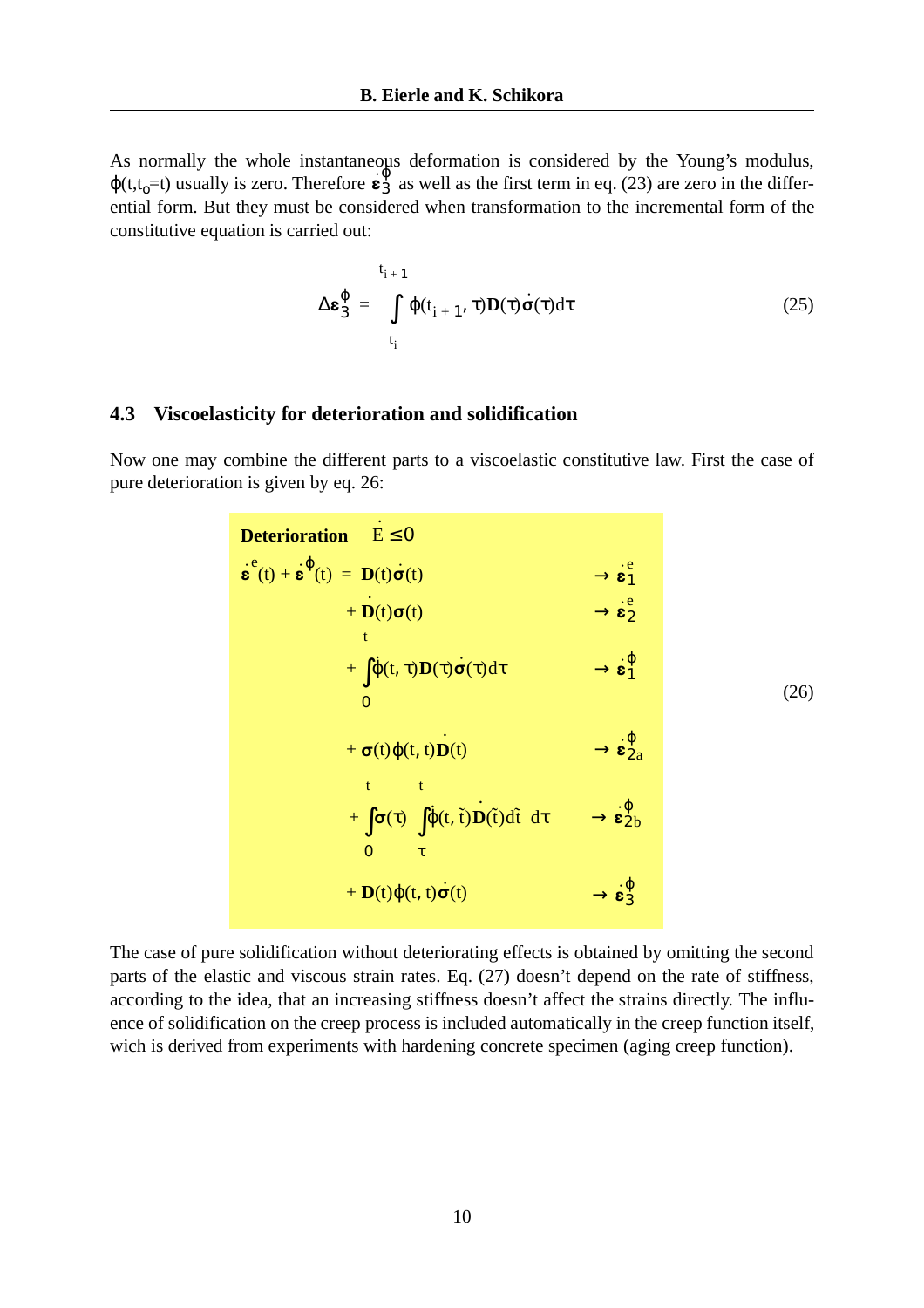As normally the whole instantaneous deformation is considered by the Young's modulus, $\varphi(t,t_o=t)$ usually is zero. Therefore $\dot{\boldsymbol{\varepsilon}}_3^{\varphi}$ as well as the first term in eq. (23) are zero in the differential form. But they must be considered when transformation to the incremental form of the constitutive equation is carried out:

$$\Delta\boldsymbol{\varepsilon}_3^{\varphi} = \int_{t_i}^{t_{i+1}} \varphi(t_{i+1}, \tau)\mathbf{D}(\tau)\dot{\boldsymbol{\sigma}}(\tau)d\tau \tag{25}$$

### 4.3 Viscoelasticity for deterioration and solidification

Now one may combine the different parts to a viscoelastic constitutive law. First the case of pure deterioration is given by eq. 26:

**Deterioration** $\dot{E} \le 0$

$$\begin{aligned}
\dot{\boldsymbol{\varepsilon}}^{e}(t) + \dot{\boldsymbol{\varepsilon}}^{\varphi}(t) = \; & \mathbf{D}(t)\dot{\boldsymbol{\sigma}}(t) && \rightarrow \dot{\boldsymbol{\varepsilon}}_1^{e} \\
& + \dot{\mathbf{D}}(t)\boldsymbol{\sigma}(t) && \rightarrow \dot{\boldsymbol{\varepsilon}}_2^{e} \\
& + \int_0^t \dot{\varphi}(t,\tau)\mathbf{D}(\tau)\dot{\boldsymbol{\sigma}}(\tau)d\tau && \rightarrow \dot{\boldsymbol{\varepsilon}}_1^{\varphi} \\
& + \boldsymbol{\sigma}(t)\varphi(t,t)\dot{\mathbf{D}}(t) && \rightarrow \dot{\boldsymbol{\varepsilon}}_{2a}^{\varphi} \\
& + \int_0^t \boldsymbol{\sigma}(\tau) \int_{\tau}^{t} \dot{\varphi}(t,\tilde{t})\dot{\mathbf{D}}(\tilde{t})d\tilde{t} \; d\tau && \rightarrow \dot{\boldsymbol{\varepsilon}}_{2b}^{\varphi} \\
& + \mathbf{D}(t)\varphi(t,t)\dot{\boldsymbol{\sigma}}(t) && \rightarrow \dot{\boldsymbol{\varepsilon}}_3^{\varphi}
\end{aligned} \tag{26}$$

The case of pure solidification without deteriorating effects is obtained by omitting the second parts of the elastic and viscous strain rates. Eq. (27) doesn't depend on the rate of stiffness, according to the idea, that an increasing stiffness doesn't affect the strains directly. The influence of solidification on the creep process is included automatically in the creep function itself, wich is derived from experiments with hardening concrete specimen (aging creep function).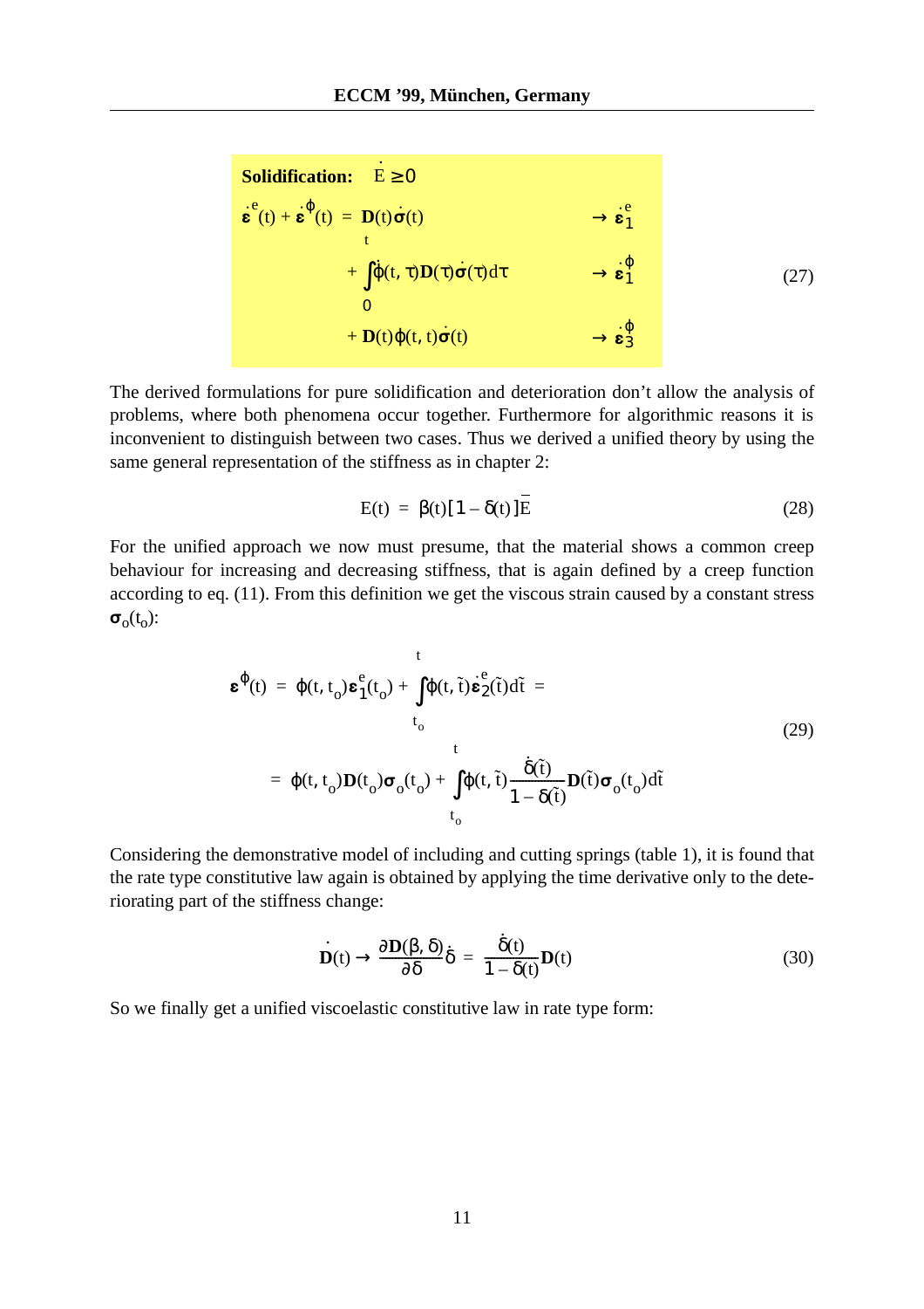$$
\begin{aligned}
&\textbf{Solidification:}\quad \dot{E} \geq 0 \\
&\dot{\boldsymbol{\varepsilon}}^{e}(t) + \dot{\boldsymbol{\varepsilon}}^{\phi}(t) = \mathbf{D}(t)\dot{\boldsymbol{\sigma}}(t) && \rightarrow \dot{\boldsymbol{\varepsilon}}_1^{e} \\
&\qquad + \int_0^t \dot{\phi}(t,\tau)\mathbf{D}(\tau)\dot{\boldsymbol{\sigma}}(\tau)d\tau && \rightarrow \dot{\boldsymbol{\varepsilon}}_1^{\phi} \\
&\qquad + \mathbf{D}(t)\phi(t,t)\dot{\boldsymbol{\sigma}}(t) && \rightarrow \dot{\boldsymbol{\varepsilon}}_3^{\phi}
\end{aligned}
\tag{27}
$$

The derived formulations for pure solidification and deterioration don't allow the analysis of problems, where both phenomena occur together. Furthermore for algorithmic reasons it is inconvenient to distinguish between two cases. Thus we derived a unified theory by using the same general representation of the stiffness as in chapter 2:

$$
E(t) = \beta(t)[1 - \delta(t)]\bar{E} \tag{28}
$$

For the unified approach we now must presume, that the material shows a common creep behaviour for increasing and decreasing stiffness, that is again defined by a creep function according to eq. (11). From this definition we get the viscous strain caused by a constant stress $\boldsymbol{\sigma}_o(t_o)$:

$$
\begin{aligned}
\boldsymbol{\varepsilon}^{\phi}(t) &= \phi(t,t_o)\boldsymbol{\varepsilon}_1^{e}(t_o) + \int_{t_o}^{t} \phi(t,\tilde{t})\dot{\boldsymbol{\varepsilon}}_2^{e}(\tilde{t})d\tilde{t} = \\
&= \phi(t,t_o)\mathbf{D}(t_o)\boldsymbol{\sigma}_o(t_o) + \int_{t_o}^{t} \phi(t,\tilde{t})\frac{\dot{\delta}(\tilde{t})}{1-\delta(\tilde{t})}\mathbf{D}(\tilde{t})\boldsymbol{\sigma}_o(t_o)d\tilde{t}
\end{aligned}
\tag{29}
$$

Considering the demonstrative model of including and cutting springs (table 1), it is found that the rate type constitutive law again is obtained by applying the time derivative only to the deteriorating part of the stiffness change:

$$
\dot{\mathbf{D}}(t) \rightarrow \frac{\partial \mathbf{D}(\beta,\delta)}{\partial \delta}\dot{\delta} = \frac{\dot{\delta}(t)}{1-\delta(t)}\mathbf{D}(t) \tag{30}
$$

So we finally get a unified viscoelastic constitutive law in rate type form: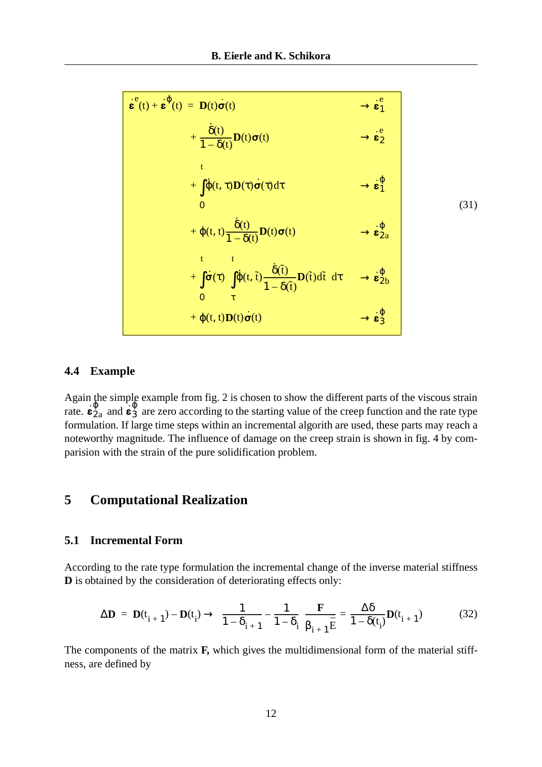$$
\begin{aligned}
\dot{\boldsymbol{\varepsilon}}^{e}(t) + \dot{\boldsymbol{\varepsilon}}^{\phi}(t) = \; & \mathbf{D}(t)\dot{\boldsymbol{\sigma}}(t) && \rightarrow \dot{\boldsymbol{\varepsilon}}_1^{e} \\
& + \frac{\dot{\delta}(t)}{1-\delta(t)}\mathbf{D}(t)\boldsymbol{\sigma}(t) && \rightarrow \dot{\boldsymbol{\varepsilon}}_2^{e} \\
& + \int_0^t \dot{\phi}(t,\tau)\mathbf{D}(\tau)\dot{\boldsymbol{\sigma}}(\tau)d\tau && \rightarrow \dot{\boldsymbol{\varepsilon}}_1^{\phi} \\
& + \phi(t,t)\frac{\dot{\delta}(t)}{1-\delta(t)}\mathbf{D}(t)\boldsymbol{\sigma}(t) && \rightarrow \dot{\boldsymbol{\varepsilon}}_{2a}^{\phi} \\
& + \int_0^t \dot{\boldsymbol{\sigma}}(\tau) \int_\tau^t \dot{\phi}(t,\tilde{t})\frac{\dot{\delta}(\tilde{t})}{1-\delta(\tilde{t})}\mathbf{D}(\tilde{t})d\tilde{t} \; d\tau && \rightarrow \dot{\boldsymbol{\varepsilon}}_{2b}^{\phi} \\
& + \phi(t,t)\mathbf{D}(t)\dot{\boldsymbol{\sigma}}(t) && \rightarrow \dot{\boldsymbol{\varepsilon}}_3^{\phi}
\end{aligned}
\tag{31}
$$

### 4.4 Example

Again the simple example from fig. 2 is chosen to show the different parts of the viscous strain rate. $\dot{\boldsymbol{\varepsilon}}_{2a}^{\phi}$ and $\dot{\boldsymbol{\varepsilon}}_{3}^{\phi}$ are zero according to the starting value of the creep function and the rate type formulation. If large time steps within an incremental algorith are used, these parts may reach a noteworthy magnitude. The influence of damage on the creep strain is shown in fig. 4 by comparision with the strain of the pure solidification problem.

## 5 Computational Realization

### 5.1 Incremental Form

According to the rate type formulation the incremental change of the inverse material stiffness **D** is obtained by the consideration of deteriorating effects only:

$$
\Delta\mathbf{D} = \mathbf{D}(t_{i+1}) - \mathbf{D}(t_i) \rightarrow \left(\frac{1}{1-\delta_{i+1}} - \frac{1}{1-\delta_i}\right)\frac{\mathbf{F}}{\beta_{i+1}\bar{E}} = \frac{\Delta\delta}{1-\delta(t_i)}\mathbf{D}(t_{i+1}) \tag{32}
$$

The components of the matrix **F,** which gives the multidimensional form of the material stiffness, are defined by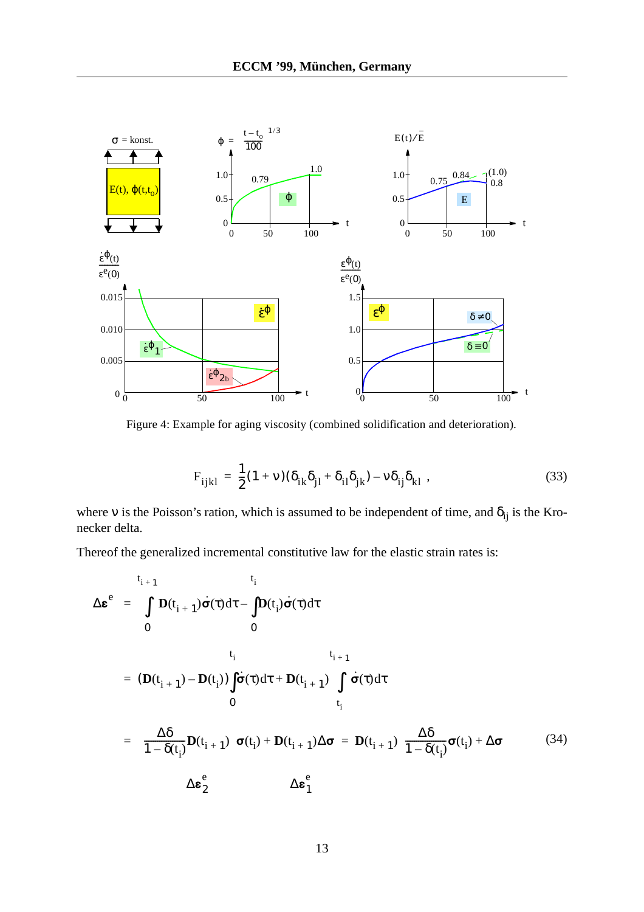Figure 4: Example for aging viscosity (combined solidification and deterioration).

$$F_{ijkl} = \frac{1}{2}(1+\nu)(\delta_{ik}\delta_{jl} + \delta_{il}\delta_{jk}) - \nu\delta_{ij}\delta_{kl} \,, \tag{33}$$

where $\nu$ is the Poisson's ration, which is assumed to be independent of time, and $\delta_{ij}$ is the Kronecker delta.

Thereof the generalized incremental constitutive law for the elastic strain rates is:

$$\begin{aligned}
\Delta\boldsymbol{\varepsilon}^e &= \int_0^{t_{i+1}} \mathbf{D}(t_{i+1})\dot{\boldsymbol{\sigma}}(\tau)d\tau - \int_0^{t_i} \mathbf{D}(t_i)\dot{\boldsymbol{\sigma}}(\tau)d\tau \\
&= (\mathbf{D}(t_{i+1}) - \mathbf{D}(t_i))\int_0^{t_i}\dot{\boldsymbol{\sigma}}(\tau)d\tau + \mathbf{D}(t_{i+1})\int_{t_i}^{t_{i+1}}\dot{\boldsymbol{\sigma}}(\tau)d\tau \\
&= \underbrace{\frac{\Delta\delta}{1-\delta(t_i)}\mathbf{D}(t_{i+1})\ \boldsymbol{\sigma}(t_i)}_{\Delta\boldsymbol{\varepsilon}_2^e} + \underbrace{\mathbf{D}(t_{i+1})\Delta\boldsymbol{\sigma}}_{\Delta\boldsymbol{\varepsilon}_1^e} = \mathbf{D}(t_{i+1})\left(\frac{\Delta\delta}{1-\delta(t_i)}\boldsymbol{\sigma}(t_i) + \Delta\boldsymbol{\sigma}\right)
\end{aligned} \tag{34}$$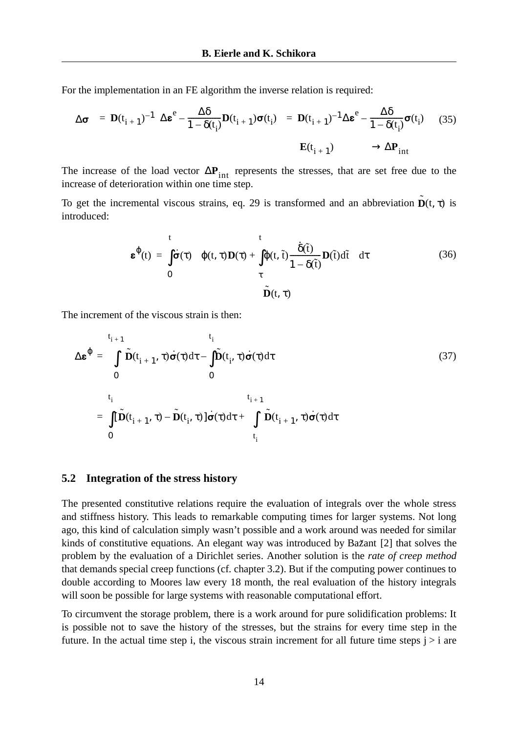For the implementation in an FE algorithm the inverse relation is required:

$$\Delta\boldsymbol{\sigma} = \mathbf{D}(t_{i+1})^{-1}\left(\Delta\boldsymbol{\varepsilon}^{e} - \frac{\Delta\delta}{1-\delta(t_i)}\mathbf{D}(t_{i+1})\boldsymbol{\sigma}(t_i)\right) = \underbrace{\mathbf{D}(t_{i+1})^{-1}}_{\mathbf{E}(t_{i+1})}\Delta\boldsymbol{\varepsilon}^{e} - \underbrace{\frac{\Delta\delta}{1-\delta(t_i)}\boldsymbol{\sigma}(t_i)}_{\rightarrow \Delta\mathbf{P}_{int}} \tag{35}$$

The increase of the load vector $\Delta\mathbf{P}_{int}$ represents the stresses, that are set free due to the increase of deterioration within one time step.

To get the incremental viscous strains, eq. 29 is transformed and an abbreviation $\tilde{\mathbf{D}}(t, \tau)$ is introduced:

$$\boldsymbol{\varepsilon}^{\varphi}(t) = \int_0^t \dot{\boldsymbol{\sigma}}(\tau)\underbrace{\left(\varphi(t,\tau)\mathbf{D}(\tau) + \int_\tau^t \varphi(t,\tilde{t})\frac{\dot{\delta}(\tilde{t})}{1-\delta(\tilde{t})}\mathbf{D}(\tilde{t})d\tilde{t}\right)}_{\tilde{\mathbf{D}}(t,\tau)}d\tau \tag{36}$$

The increment of the viscous strain is then:

$$\Delta\boldsymbol{\varepsilon}^{\varphi} = \int_0^{t_{i+1}} \tilde{\mathbf{D}}(t_{i+1},\tau)\dot{\boldsymbol{\sigma}}(\tau)d\tau - \int_0^{t_i}\tilde{\mathbf{D}}(t_i,\tau)\dot{\boldsymbol{\sigma}}(\tau)d\tau \tag{37}$$

$$= \int_0^{t_i}[\tilde{\mathbf{D}}(t_{i+1},\tau) - \tilde{\mathbf{D}}(t_i,\tau)]\dot{\boldsymbol{\sigma}}(\tau)d\tau + \int_{t_i}^{t_{i+1}}\tilde{\mathbf{D}}(t_{i+1},\tau)\dot{\boldsymbol{\sigma}}(\tau)d\tau$$

## 5.2 Integration of the stress history

The presented constitutive relations require the evaluation of integrals over the whole stress and stiffness history. This leads to remarkable computing times for larger systems. Not long ago, this kind of calculation simply wasn't possible and a work around was needed for similar kinds of constitutive equations. An elegant way was introduced by Bažant [2] that solves the problem by the evaluation of a Dirichlet series. Another solution is the *rate of creep method* that demands special creep functions (cf. chapter 3.2). But if the computing power continues to double according to Moores law every 18 month, the real evaluation of the history integrals will soon be possible for large systems with reasonable computational effort.

To circumvent the storage problem, there is a work around for pure solidification problems: It is possible not to save the history of the stresses, but the strains for every time step in the future. In the actual time step i, the viscous strain increment for all future time steps j > i are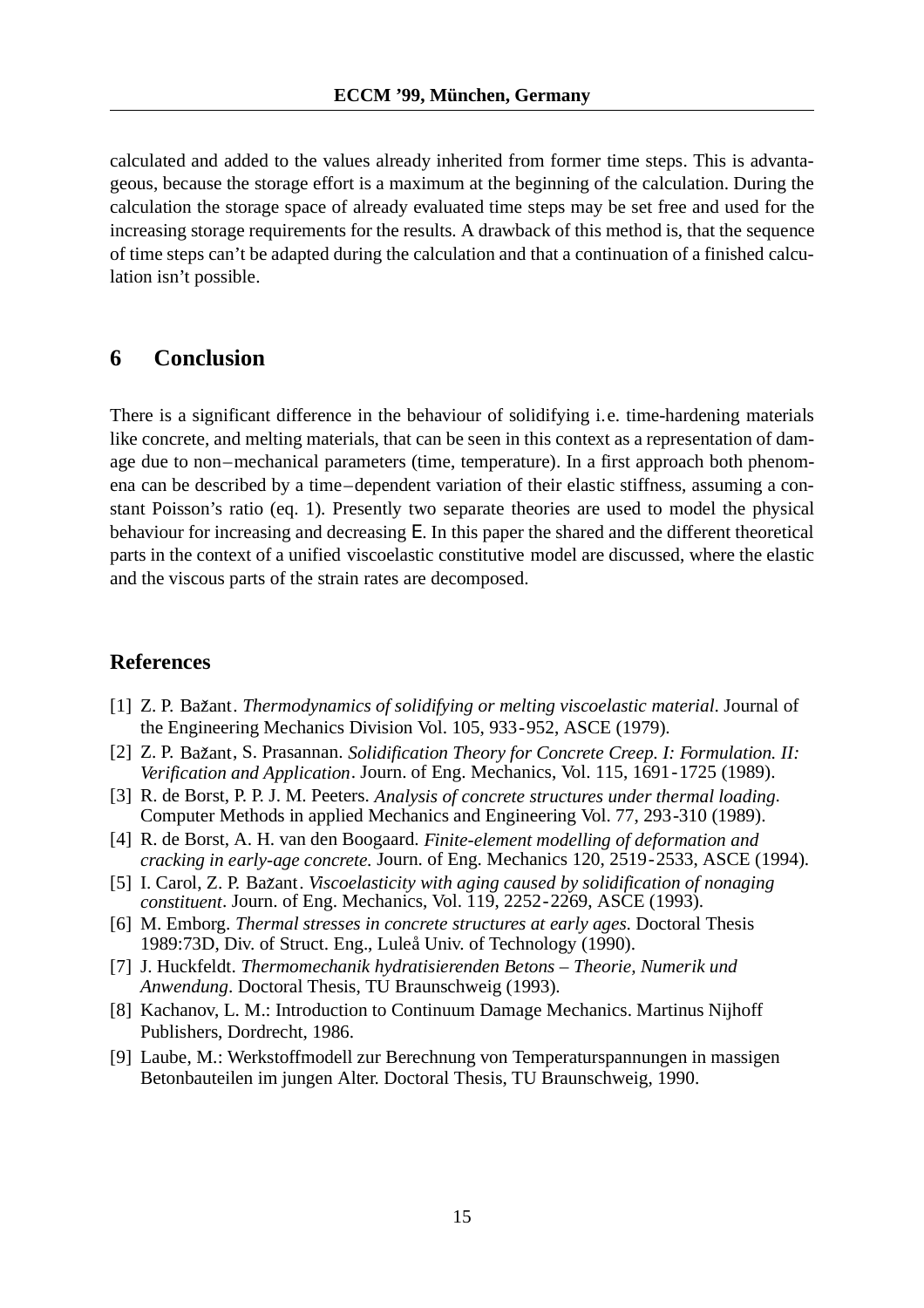calculated and added to the values already inherited from former time steps. This is advantageous, because the storage effort is a maximum at the beginning of the calculation. During the calculation the storage space of already evaluated time steps may be set free and used for the increasing storage requirements for the results. A drawback of this method is, that the sequence of time steps can't be adapted during the calculation and that a continuation of a finished calculation isn't possible.

## 6 Conclusion

There is a significant difference in the behaviour of solidifying i.e. time-hardening materials like concrete, and melting materials, that can be seen in this context as a representation of damage due to non–mechanical parameters (time, temperature). In a first approach both phenomena can be described by a time–dependent variation of their elastic stiffness, assuming a constant Poisson's ratio (eq. 1). Presently two separate theories are used to model the physical behaviour for increasing and decreasing $E$. In this paper the shared and the different theoretical parts in the context of a unified viscoelastic constitutive model are discussed, where the elastic and the viscous parts of the strain rates are decomposed.

## References

[1] Z. P. Bažant. *Thermodynamics of solidifying or melting viscoelastic material*. Journal of the Engineering Mechanics Division Vol. 105, 933-952, ASCE (1979).

[2] Z. P. Bažant, S. Prasannan. *Solidification Theory for Concrete Creep. I: Formulation. II: Verification and Application*. Journ. of Eng. Mechanics, Vol. 115, 1691-1725 (1989).

[3] R. de Borst, P. P. J. M. Peeters. *Analysis of concrete structures under thermal loading*. Computer Methods in applied Mechanics and Engineering Vol. 77, 293-310 (1989).

[4] R. de Borst, A. H. van den Boogaard. *Finite-element modelling of deformation and cracking in early-age concrete*. Journ. of Eng. Mechanics 120, 2519-2533, ASCE (1994).

[5] I. Carol, Z. P. Bažant. *Viscoelasticity with aging caused by solidification of nonaging constituent*. Journ. of Eng. Mechanics, Vol. 119, 2252-2269, ASCE (1993).

[6] M. Emborg. *Thermal stresses in concrete structures at early ages*. Doctoral Thesis 1989:73D, Div. of Struct. Eng., Luleå Univ. of Technology (1990).

[7] J. Huckfeldt. *Thermomechanik hydratisierenden Betons – Theorie, Numerik und Anwendung*. Doctoral Thesis, TU Braunschweig (1993).

[8] Kachanov, L. M.: Introduction to Continuum Damage Mechanics. Martinus Nijhoff Publishers, Dordrecht, 1986.

[9] Laube, M.: Werkstoffmodell zur Berechnung von Temperaturspannungen in massigen Betonbauteilen im jungen Alter. Doctoral Thesis, TU Braunschweig, 1990.